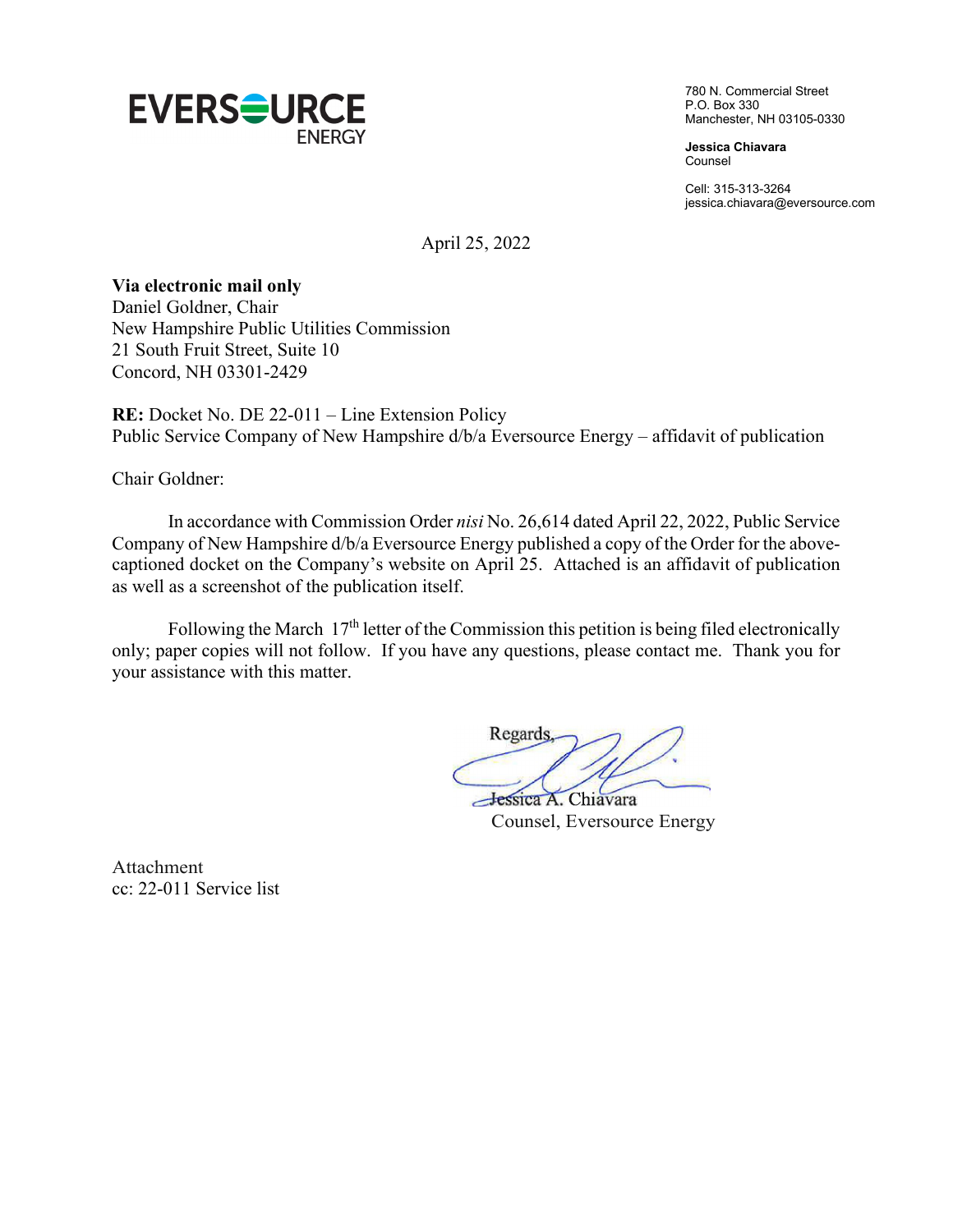EVERSOURCE ENERGY

780 N. Commercial Street
P.O. Box 330
Manchester, NH 03105-0330

**Jessica Chiavara**
Counsel

Cell: 315-313-3264
jessica.chiavara@eversource.com

April 25, 2022

**Via electronic mail only**
Daniel Goldner, Chair
New Hampshire Public Utilities Commission
21 South Fruit Street, Suite 10
Concord, NH 03301-2429

**RE:** Docket No. DE 22-011 – Line Extension Policy
Public Service Company of New Hampshire d/b/a Eversource Energy – affidavit of publication

Chair Goldner:

In accordance with Commission Order *nisi* No. 26,614 dated April 22, 2022, Public Service Company of New Hampshire d/b/a Eversource Energy published a copy of the Order for the above-captioned docket on the Company's website on April 25. Attached is an affidavit of publication as well as a screenshot of the publication itself.

Following the March 17th letter of the Commission this petition is being filed electronically only; paper copies will not follow. If you have any questions, please contact me. Thank you for your assistance with this matter.

Regards,

Jessica A. Chiavara
Counsel, Eversource Energy

Attachment
cc: 22-011 Service list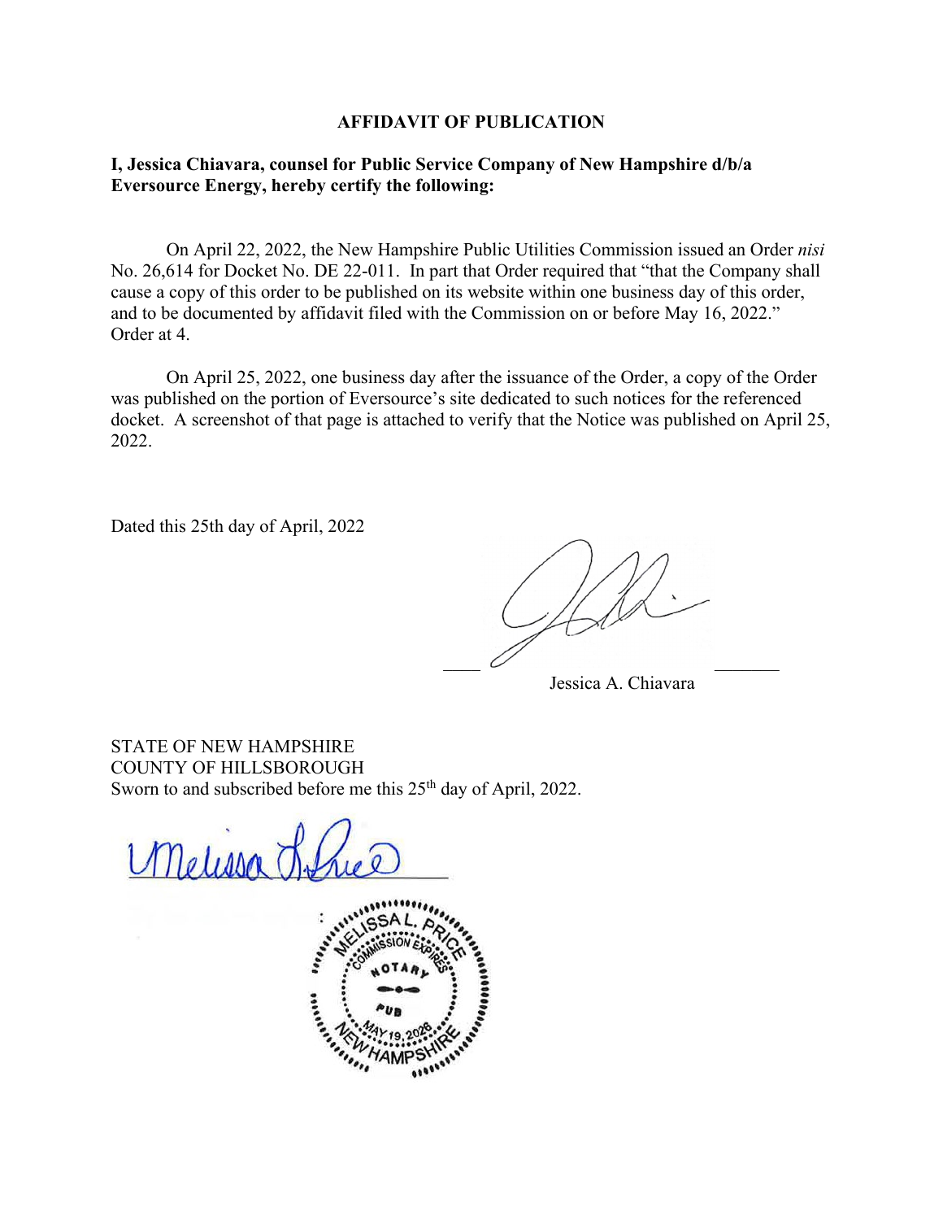**AFFIDAVIT OF PUBLICATION**

**I, Jessica Chiavara, counsel for Public Service Company of New Hampshire d/b/a Eversource Energy, hereby certify the following:**

On April 22, 2022, the New Hampshire Public Utilities Commission issued an Order *nisi* No. 26,614 for Docket No. DE 22-011. In part that Order required that "that the Company shall cause a copy of this order to be published on its website within one business day of this order, and to be documented by affidavit filed with the Commission on or before May 16, 2022." Order at 4.

On April 25, 2022, one business day after the issuance of the Order, a copy of the Order was published on the portion of Eversource's site dedicated to such notices for the referenced docket. A screenshot of that page is attached to verify that the Notice was published on April 25, 2022.

Dated this 25th day of April, 2022

Jessica A. Chiavara

STATE OF NEW HAMPSHIRE
COUNTY OF HILLSBOROUGH
Sworn to and subscribed before me this 25th day of April, 2022.

MELISSA L. PRICE
NOTARY PUBLIC
COMMISSION EXPIRES MAY 19, 2026
NEW HAMPSHIRE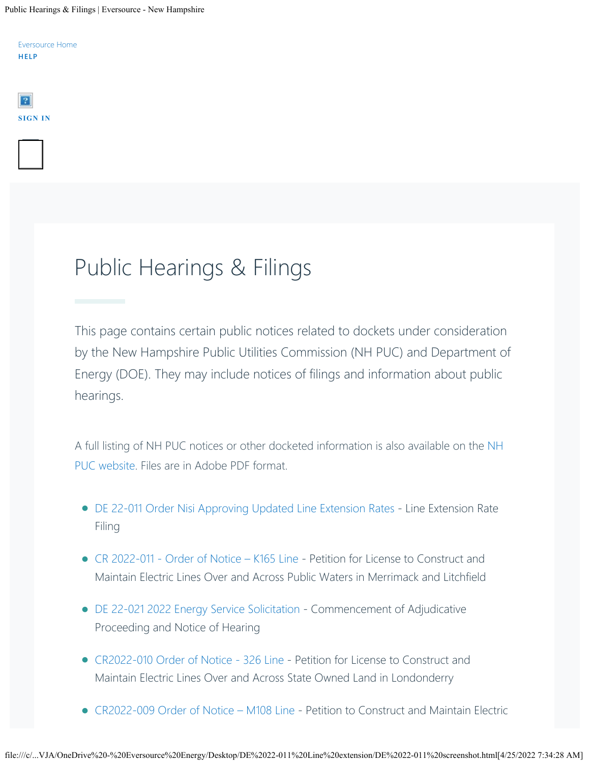Eversource Home

HELP

SIGN IN

# Public Hearings & Filings

This page contains certain public notices related to dockets under consideration by the New Hampshire Public Utilities Commission (NH PUC) and Department of Energy (DOE). They may include notices of filings and information about public hearings.

A full listing of NH PUC notices or other docketed information is also available on the NH PUC website. Files are in Adobe PDF format.

- DE 22-011 Order Nisi Approving Updated Line Extension Rates - Line Extension Rate Filing
- CR 2022-011 - Order of Notice – K165 Line - Petition for License to Construct and Maintain Electric Lines Over and Across Public Waters in Merrimack and Litchfield
- DE 22-021 2022 Energy Service Solicitation - Commencement of Adjudicative Proceeding and Notice of Hearing
- CR2022-010 Order of Notice - 326 Line - Petition for License to Construct and Maintain Electric Lines Over and Across State Owned Land in Londonderry
- CR2022-009 Order of Notice – M108 Line - Petition to Construct and Maintain Electric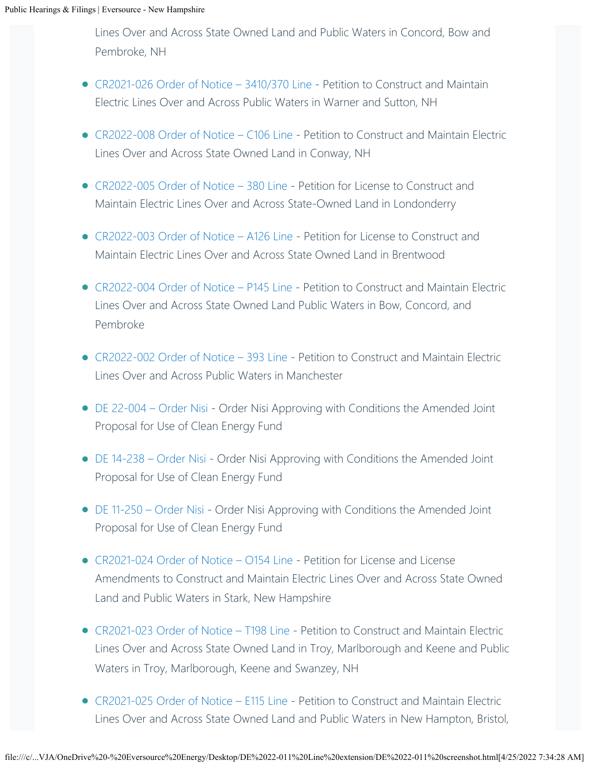Lines Over and Across State Owned Land and Public Waters in Concord, Bow and Pembroke, NH

- CR2021-026 Order of Notice – 3410/370 Line - Petition to Construct and Maintain Electric Lines Over and Across Public Waters in Warner and Sutton, NH
- CR2022-008 Order of Notice – C106 Line - Petition to Construct and Maintain Electric Lines Over and Across State Owned Land in Conway, NH
- CR2022-005 Order of Notice – 380 Line - Petition for License to Construct and Maintain Electric Lines Over and Across State-Owned Land in Londonderry
- CR2022-003 Order of Notice – A126 Line - Petition for License to Construct and Maintain Electric Lines Over and Across State Owned Land in Brentwood
- CR2022-004 Order of Notice – P145 Line - Petition to Construct and Maintain Electric Lines Over and Across State Owned Land Public Waters in Bow, Concord, and Pembroke
- CR2022-002 Order of Notice – 393 Line - Petition to Construct and Maintain Electric Lines Over and Across Public Waters in Manchester
- DE 22-004 – Order Nisi - Order Nisi Approving with Conditions the Amended Joint Proposal for Use of Clean Energy Fund
- DE 14-238 – Order Nisi - Order Nisi Approving with Conditions the Amended Joint Proposal for Use of Clean Energy Fund
- DE 11-250 – Order Nisi - Order Nisi Approving with Conditions the Amended Joint Proposal for Use of Clean Energy Fund
- CR2021-024 Order of Notice – O154 Line - Petition for License and License Amendments to Construct and Maintain Electric Lines Over and Across State Owned Land and Public Waters in Stark, New Hampshire
- CR2021-023 Order of Notice – T198 Line - Petition to Construct and Maintain Electric Lines Over and Across State Owned Land in Troy, Marlborough and Keene and Public Waters in Troy, Marlborough, Keene and Swanzey, NH
- CR2021-025 Order of Notice – E115 Line - Petition to Construct and Maintain Electric Lines Over and Across State Owned Land and Public Waters in New Hampton, Bristol,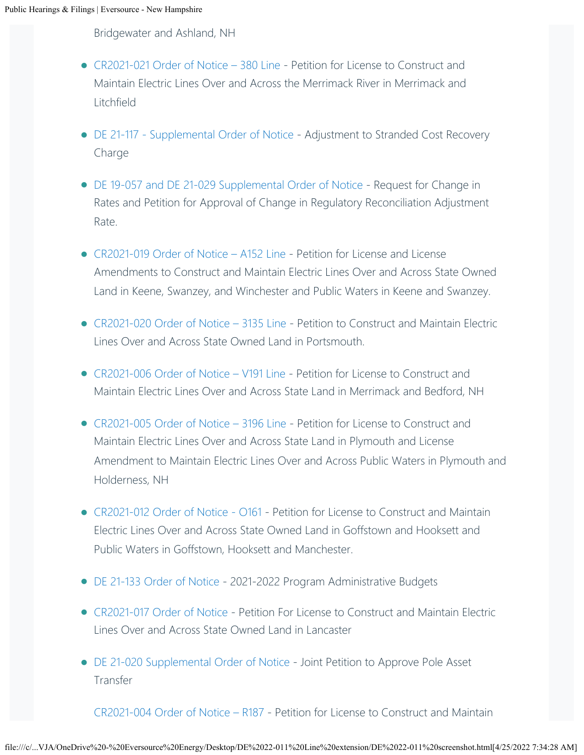Bridgewater and Ashland, NH

- CR2021-021 Order of Notice – 380 Line - Petition for License to Construct and Maintain Electric Lines Over and Across the Merrimack River in Merrimack and Litchfield
- DE 21-117 - Supplemental Order of Notice - Adjustment to Stranded Cost Recovery Charge
- DE 19-057 and DE 21-029 Supplemental Order of Notice - Request for Change in Rates and Petition for Approval of Change in Regulatory Reconciliation Adjustment Rate.
- CR2021-019 Order of Notice – A152 Line - Petition for License and License Amendments to Construct and Maintain Electric Lines Over and Across State Owned Land in Keene, Swanzey, and Winchester and Public Waters in Keene and Swanzey.
- CR2021-020 Order of Notice – 3135 Line - Petition to Construct and Maintain Electric Lines Over and Across State Owned Land in Portsmouth.
- CR2021-006 Order of Notice – V191 Line - Petition for License to Construct and Maintain Electric Lines Over and Across State Land in Merrimack and Bedford, NH
- CR2021-005 Order of Notice – 3196 Line - Petition for License to Construct and Maintain Electric Lines Over and Across State Land in Plymouth and License Amendment to Maintain Electric Lines Over and Across Public Waters in Plymouth and Holderness, NH
- CR2021-012 Order of Notice - O161 - Petition for License to Construct and Maintain Electric Lines Over and Across State Owned Land in Goffstown and Hooksett and Public Waters in Goffstown, Hooksett and Manchester.
- DE 21-133 Order of Notice - 2021-2022 Program Administrative Budgets
- CR2021-017 Order of Notice - Petition For License to Construct and Maintain Electric Lines Over and Across State Owned Land in Lancaster
- DE 21-020 Supplemental Order of Notice - Joint Petition to Approve Pole Asset Transfer

CR2021-004 Order of Notice – R187 - Petition for License to Construct and Maintain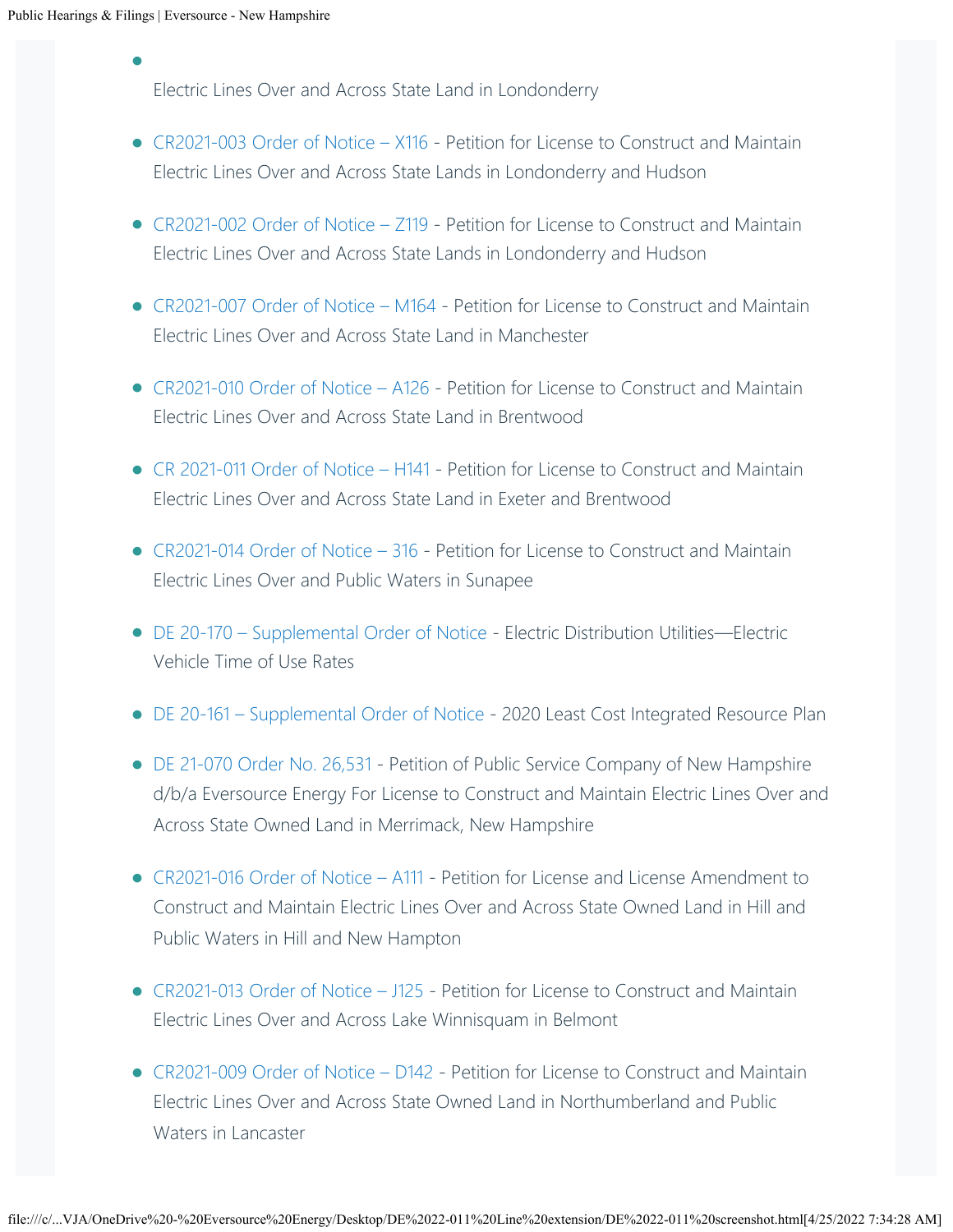- Electric Lines Over and Across State Land in Londonderry
- CR2021-003 Order of Notice – X116 - Petition for License to Construct and Maintain Electric Lines Over and Across State Lands in Londonderry and Hudson
- CR2021-002 Order of Notice – Z119 - Petition for License to Construct and Maintain Electric Lines Over and Across State Lands in Londonderry and Hudson
- CR2021-007 Order of Notice – M164 - Petition for License to Construct and Maintain Electric Lines Over and Across State Land in Manchester
- CR2021-010 Order of Notice – A126 - Petition for License to Construct and Maintain Electric Lines Over and Across State Land in Brentwood
- CR 2021-011 Order of Notice – H141 - Petition for License to Construct and Maintain Electric Lines Over and Across State Land in Exeter and Brentwood
- CR2021-014 Order of Notice – 316 - Petition for License to Construct and Maintain Electric Lines Over and Public Waters in Sunapee
- DE 20-170 – Supplemental Order of Notice - Electric Distribution Utilities—Electric Vehicle Time of Use Rates
- DE 20-161 – Supplemental Order of Notice - 2020 Least Cost Integrated Resource Plan
- DE 21-070 Order No. 26,531 - Petition of Public Service Company of New Hampshire d/b/a Eversource Energy For License to Construct and Maintain Electric Lines Over and Across State Owned Land in Merrimack, New Hampshire
- CR2021-016 Order of Notice – A111 - Petition for License and License Amendment to Construct and Maintain Electric Lines Over and Across State Owned Land in Hill and Public Waters in Hill and New Hampton
- CR2021-013 Order of Notice – J125 - Petition for License to Construct and Maintain Electric Lines Over and Across Lake Winnisquam in Belmont
- CR2021-009 Order of Notice – D142 - Petition for License to Construct and Maintain Electric Lines Over and Across State Owned Land in Northumberland and Public Waters in Lancaster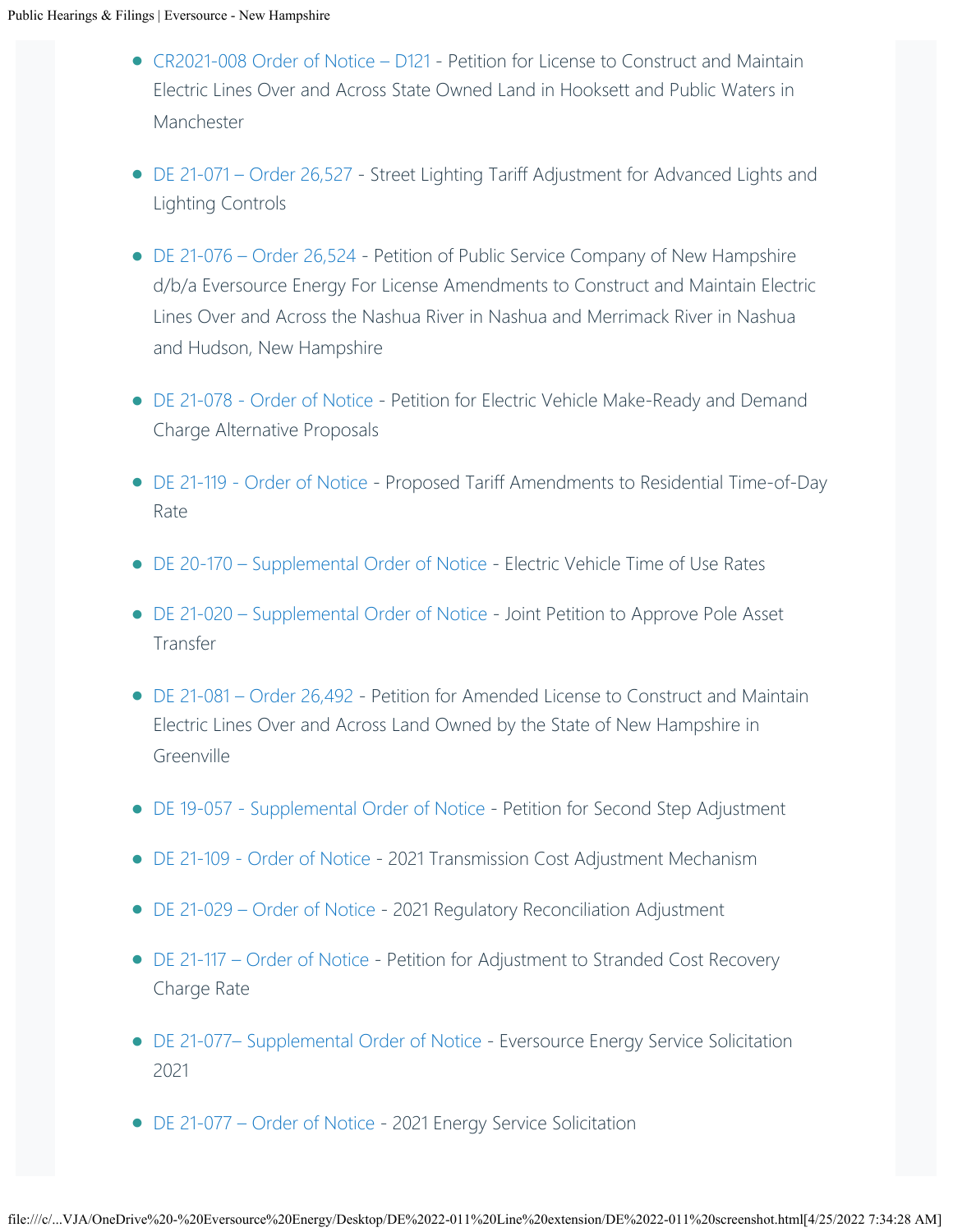- CR2021-008 Order of Notice – D121 - Petition for License to Construct and Maintain Electric Lines Over and Across State Owned Land in Hooksett and Public Waters in Manchester
- DE 21-071 – Order 26,527 - Street Lighting Tariff Adjustment for Advanced Lights and Lighting Controls
- DE 21-076 – Order 26,524 - Petition of Public Service Company of New Hampshire d/b/a Eversource Energy For License Amendments to Construct and Maintain Electric Lines Over and Across the Nashua River in Nashua and Merrimack River in Nashua and Hudson, New Hampshire
- DE 21-078 - Order of Notice - Petition for Electric Vehicle Make-Ready and Demand Charge Alternative Proposals
- DE 21-119 - Order of Notice - Proposed Tariff Amendments to Residential Time-of-Day Rate
- DE 20-170 – Supplemental Order of Notice - Electric Vehicle Time of Use Rates
- DE 21-020 – Supplemental Order of Notice - Joint Petition to Approve Pole Asset Transfer
- DE 21-081 – Order 26,492 - Petition for Amended License to Construct and Maintain Electric Lines Over and Across Land Owned by the State of New Hampshire in Greenville
- DE 19-057 - Supplemental Order of Notice - Petition for Second Step Adjustment
- DE 21-109 - Order of Notice - 2021 Transmission Cost Adjustment Mechanism
- DE 21-029 – Order of Notice - 2021 Regulatory Reconciliation Adjustment
- DE 21-117 – Order of Notice - Petition for Adjustment to Stranded Cost Recovery Charge Rate
- DE 21-077– Supplemental Order of Notice - Eversource Energy Service Solicitation 2021
- DE 21-077 – Order of Notice - 2021 Energy Service Solicitation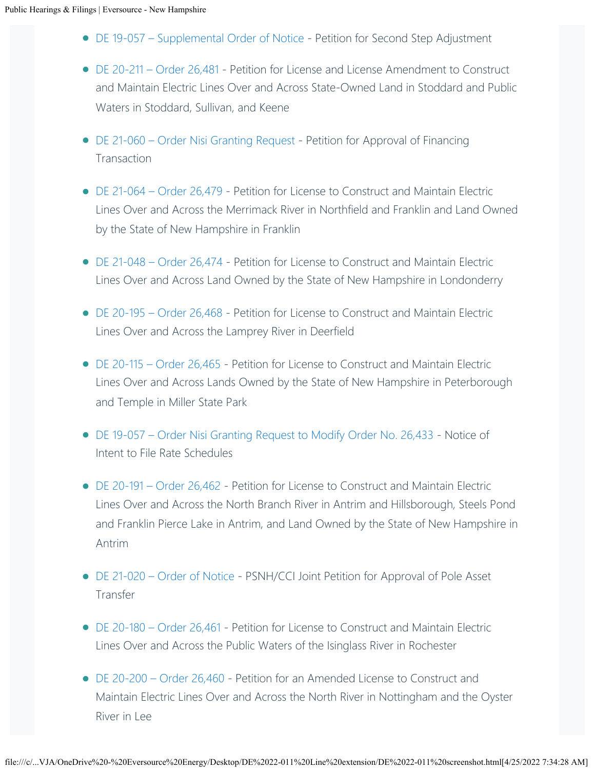- DE 19-057 – Supplemental Order of Notice - Petition for Second Step Adjustment
- DE 20-211 – Order 26,481 - Petition for License and License Amendment to Construct and Maintain Electric Lines Over and Across State-Owned Land in Stoddard and Public Waters in Stoddard, Sullivan, and Keene
- DE 21-060 – Order Nisi Granting Request - Petition for Approval of Financing Transaction
- DE 21-064 – Order 26,479 - Petition for License to Construct and Maintain Electric Lines Over and Across the Merrimack River in Northfield and Franklin and Land Owned by the State of New Hampshire in Franklin
- DE 21-048 – Order 26,474 - Petition for License to Construct and Maintain Electric Lines Over and Across Land Owned by the State of New Hampshire in Londonderry
- DE 20-195 – Order 26,468 - Petition for License to Construct and Maintain Electric Lines Over and Across the Lamprey River in Deerfield
- DE 20-115 – Order 26,465 - Petition for License to Construct and Maintain Electric Lines Over and Across Lands Owned by the State of New Hampshire in Peterborough and Temple in Miller State Park
- DE 19-057 – Order Nisi Granting Request to Modify Order No. 26,433 - Notice of Intent to File Rate Schedules
- DE 20-191 – Order 26,462 - Petition for License to Construct and Maintain Electric Lines Over and Across the North Branch River in Antrim and Hillsborough, Steels Pond and Franklin Pierce Lake in Antrim, and Land Owned by the State of New Hampshire in Antrim
- DE 21-020 – Order of Notice - PSNH/CCI Joint Petition for Approval of Pole Asset Transfer
- DE 20-180 – Order 26,461 - Petition for License to Construct and Maintain Electric Lines Over and Across the Public Waters of the Isinglass River in Rochester
- DE 20-200 – Order 26,460 - Petition for an Amended License to Construct and Maintain Electric Lines Over and Across the North River in Nottingham and the Oyster River in Lee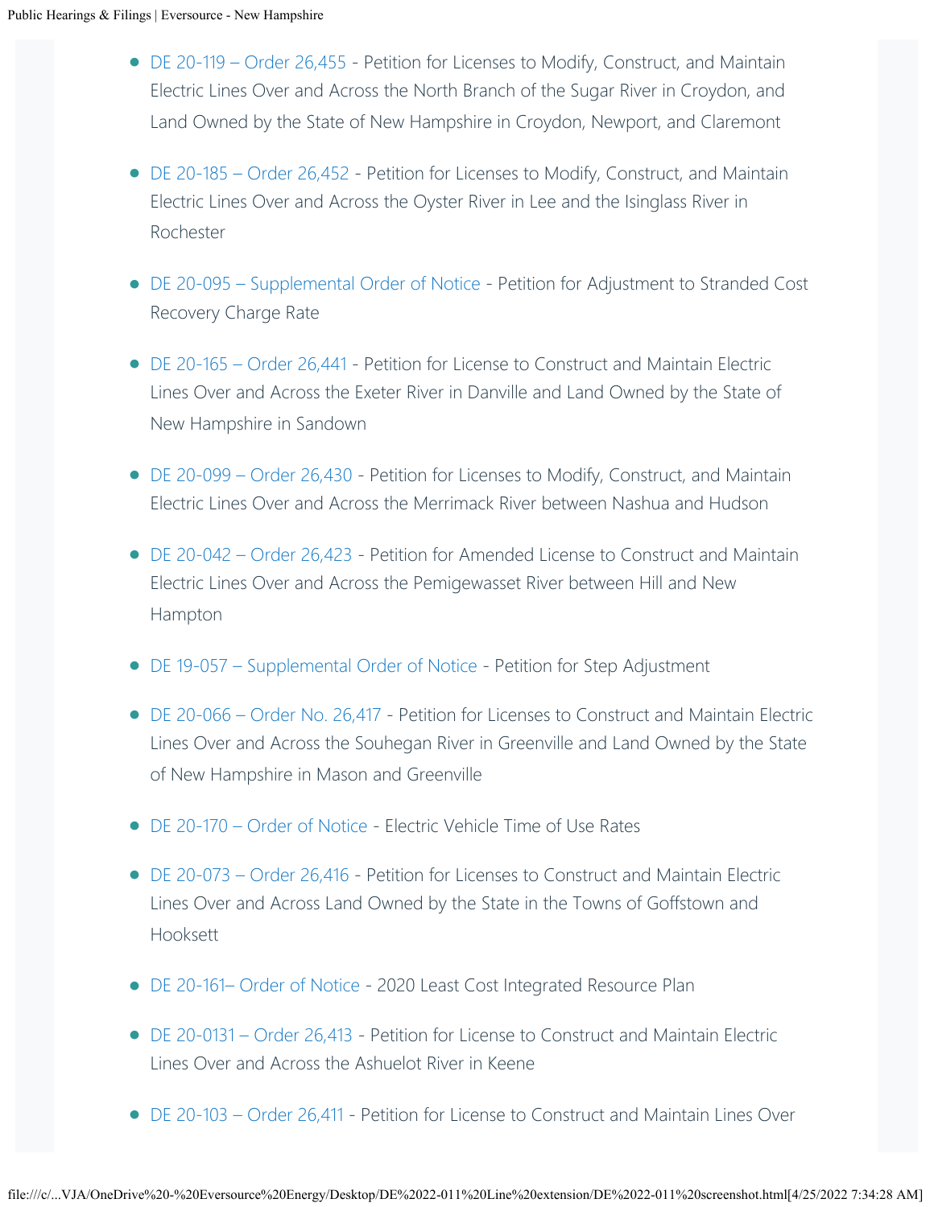- DE 20-119 – Order 26,455 - Petition for Licenses to Modify, Construct, and Maintain Electric Lines Over and Across the North Branch of the Sugar River in Croydon, and Land Owned by the State of New Hampshire in Croydon, Newport, and Claremont
- DE 20-185 – Order 26,452 - Petition for Licenses to Modify, Construct, and Maintain Electric Lines Over and Across the Oyster River in Lee and the Isinglass River in Rochester
- DE 20-095 – Supplemental Order of Notice - Petition for Adjustment to Stranded Cost Recovery Charge Rate
- DE 20-165 – Order 26,441 - Petition for License to Construct and Maintain Electric Lines Over and Across the Exeter River in Danville and Land Owned by the State of New Hampshire in Sandown
- DE 20-099 – Order 26,430 - Petition for Licenses to Modify, Construct, and Maintain Electric Lines Over and Across the Merrimack River between Nashua and Hudson
- DE 20-042 – Order 26,423 - Petition for Amended License to Construct and Maintain Electric Lines Over and Across the Pemigewasset River between Hill and New Hampton
- DE 19-057 – Supplemental Order of Notice - Petition for Step Adjustment
- DE 20-066 – Order No. 26,417 - Petition for Licenses to Construct and Maintain Electric Lines Over and Across the Souhegan River in Greenville and Land Owned by the State of New Hampshire in Mason and Greenville
- DE 20-170 – Order of Notice - Electric Vehicle Time of Use Rates
- DE 20-073 – Order 26,416 - Petition for Licenses to Construct and Maintain Electric Lines Over and Across Land Owned by the State in the Towns of Goffstown and Hooksett
- DE 20-161– Order of Notice - 2020 Least Cost Integrated Resource Plan
- DE 20-0131 – Order 26,413 - Petition for License to Construct and Maintain Electric Lines Over and Across the Ashuelot River in Keene
- DE 20-103 – Order 26,411 - Petition for License to Construct and Maintain Lines Over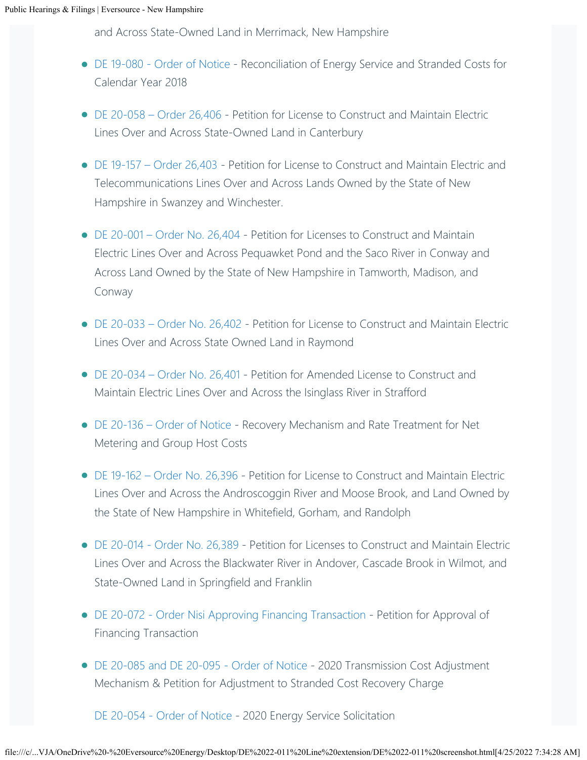and Across State-Owned Land in Merrimack, New Hampshire

- DE 19-080 - Order of Notice - Reconciliation of Energy Service and Stranded Costs for Calendar Year 2018
- DE 20-058 – Order 26,406 - Petition for License to Construct and Maintain Electric Lines Over and Across State-Owned Land in Canterbury
- DE 19-157 – Order 26,403 - Petition for License to Construct and Maintain Electric and Telecommunications Lines Over and Across Lands Owned by the State of New Hampshire in Swanzey and Winchester.
- DE 20-001 – Order No. 26,404 - Petition for Licenses to Construct and Maintain Electric Lines Over and Across Pequawket Pond and the Saco River in Conway and Across Land Owned by the State of New Hampshire in Tamworth, Madison, and Conway
- DE 20-033 – Order No. 26,402 - Petition for License to Construct and Maintain Electric Lines Over and Across State Owned Land in Raymond
- DE 20-034 – Order No. 26,401 - Petition for Amended License to Construct and Maintain Electric Lines Over and Across the Isinglass River in Strafford
- DE 20-136 – Order of Notice - Recovery Mechanism and Rate Treatment for Net Metering and Group Host Costs
- DE 19-162 – Order No. 26,396 - Petition for License to Construct and Maintain Electric Lines Over and Across the Androscoggin River and Moose Brook, and Land Owned by the State of New Hampshire in Whitefield, Gorham, and Randolph
- DE 20-014 - Order No. 26,389 - Petition for Licenses to Construct and Maintain Electric Lines Over and Across the Blackwater River in Andover, Cascade Brook in Wilmot, and State-Owned Land in Springfield and Franklin
- DE 20-072 - Order Nisi Approving Financing Transaction - Petition for Approval of Financing Transaction
- DE 20-085 and DE 20-095 - Order of Notice - 2020 Transmission Cost Adjustment Mechanism & Petition for Adjustment to Stranded Cost Recovery Charge

DE 20-054 - Order of Notice - 2020 Energy Service Solicitation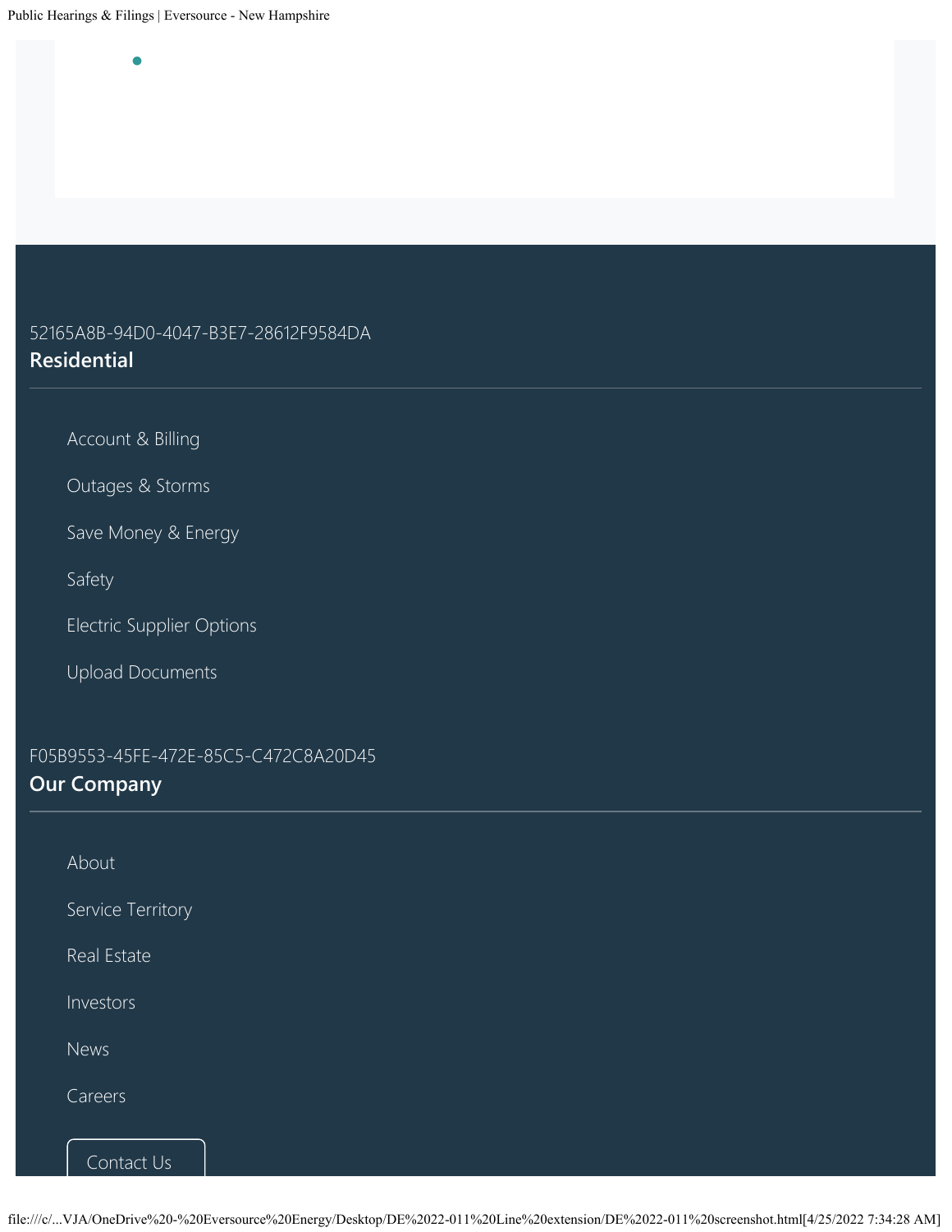52165A8B-94D0-4047-B3E7-28612F9584DA

## Residential

- Account & Billing
- Outages & Storms
- Save Money & Energy
- Safety
- Electric Supplier Options
- Upload Documents

F05B9553-45FE-472E-85C5-C472C8A20D45

## Our Company

- About
- Service Territory
- Real Estate
- Investors
- News
- Careers

Contact Us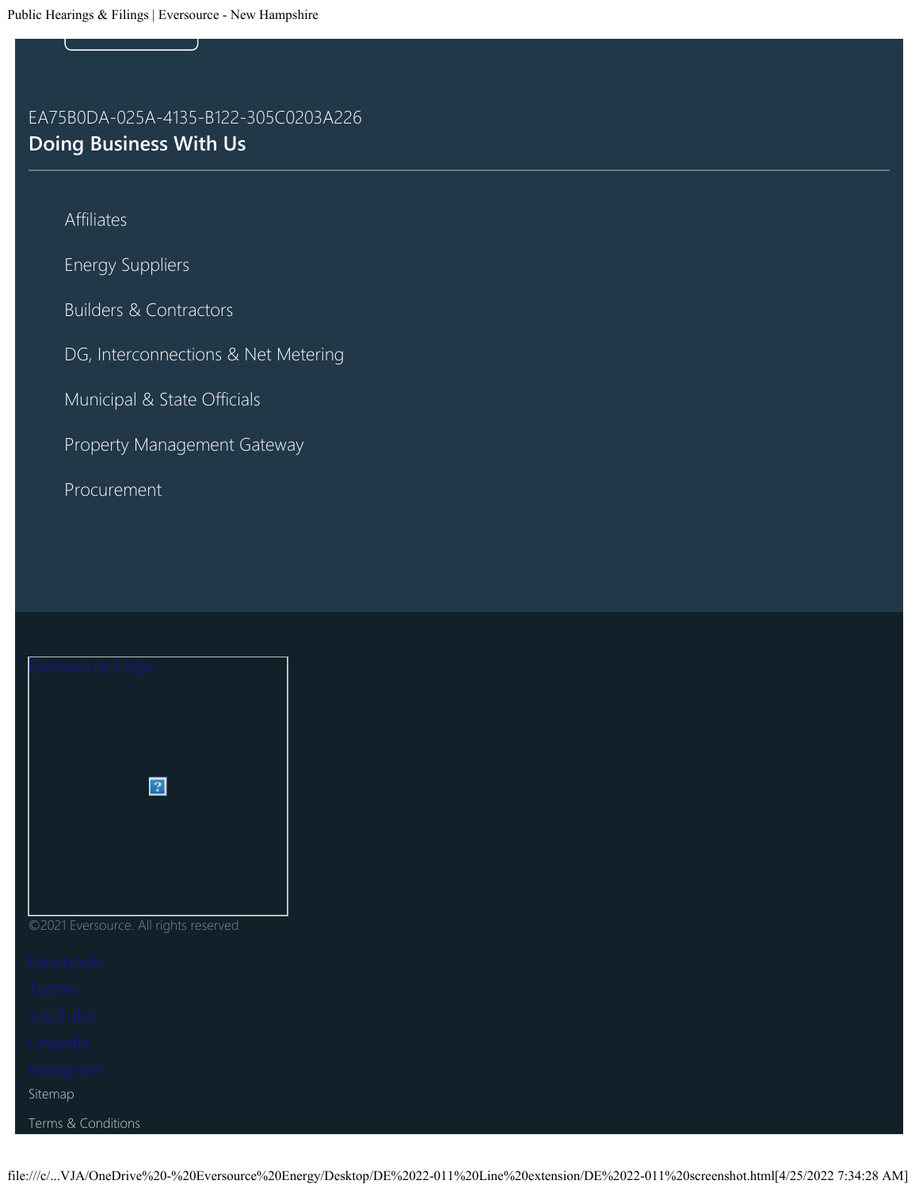EA75B0DA-025A-4135-B122-305C0203A226

## Doing Business With Us

- Affiliates
- Energy Suppliers
- Builders & Contractors
- DG, Interconnections & Net Metering
- Municipal & State Officials
- Property Management Gateway
- Procurement

Eversource Logo

©2021 Eversource. All rights reserved

Facebook
Twitter
YouTube
LinkedIn
Instagram

Sitemap

Terms & Conditions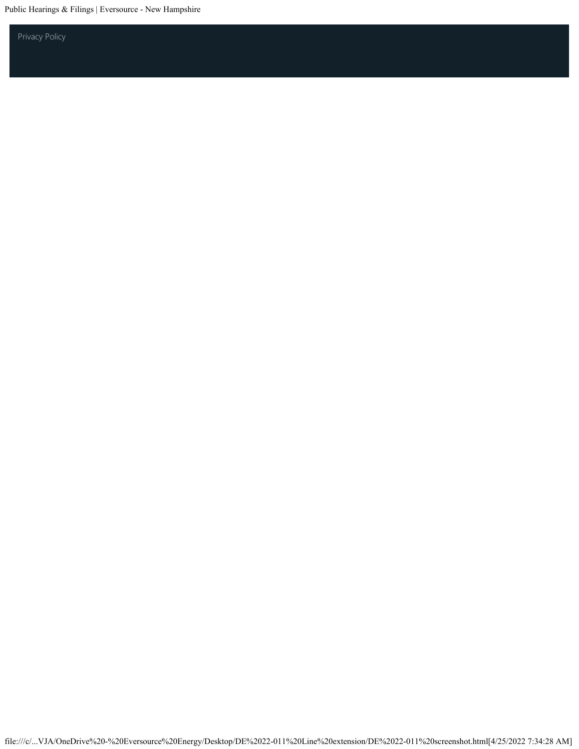Privacy Policy